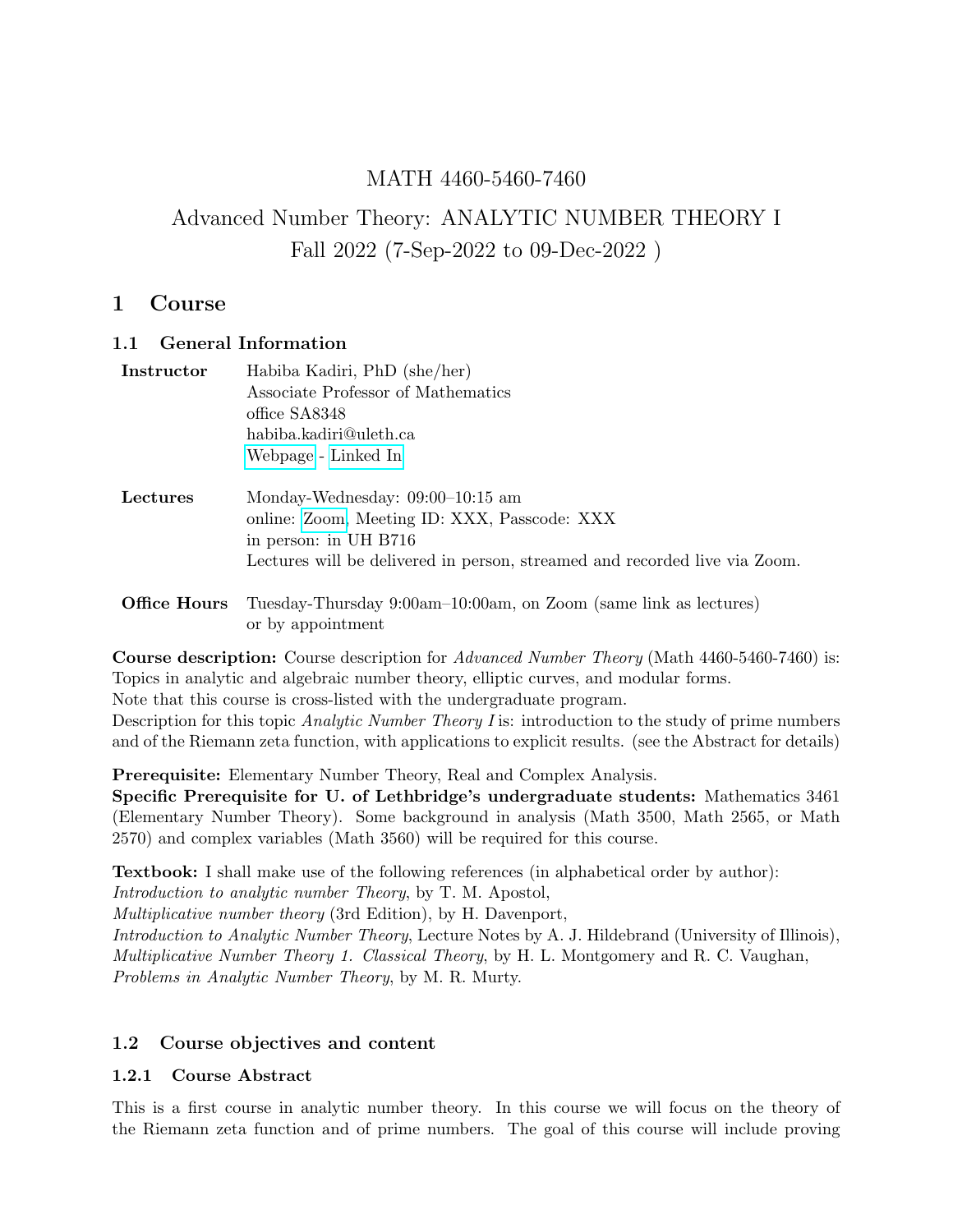# MATH 4460-5460-7460

## Advanced Number Theory: ANALYTIC NUMBER THEORY I
## Fall 2022 (7-Sep-2022 to 09-Dec-2022 )

# 1 Course

## 1.1 General Information

| | |
|---|---|
| **Instructor** | Habiba Kadiri, PhD (she/her)<br>Associate Professor of Mathematics<br>office SA8348<br>habiba.kadiri@uleth.ca<br>Webpage - Linked In |
| **Lectures** | Monday-Wednesday: 09:00–10:15 am<br>online: Zoom, Meeting ID: XXX, Passcode: XXX<br>in person: in UH B716<br>Lectures will be delivered in person, streamed and recorded live via Zoom. |
| **Office Hours** | Tuesday-Thursday 9:00am–10:00am, on Zoom (same link as lectures)<br>or by appointment |

**Course description:** Course description for *Advanced Number Theory* (Math 4460-5460-7460) is: Topics in analytic and algebraic number theory, elliptic curves, and modular forms.
Note that this course is cross-listed with the undergraduate program.
Description for this topic *Analytic Number Theory I* is: introduction to the study of prime numbers and of the Riemann zeta function, with applications to explicit results. (see the Abstract for details)

**Prerequisite:** Elementary Number Theory, Real and Complex Analysis.
**Specific Prerequisite for U. of Lethbridge's undergraduate students:** Mathematics 3461 (Elementary Number Theory). Some background in analysis (Math 3500, Math 2565, or Math 2570) and complex variables (Math 3560) will be required for this course.

**Textbook:** I shall make use of the following references (in alphabetical order by author):
*Introduction to analytic number Theory*, by T. M. Apostol,
*Multiplicative number theory* (3rd Edition), by H. Davenport,
*Introduction to Analytic Number Theory*, Lecture Notes by A. J. Hildebrand (University of Illinois),
*Multiplicative Number Theory 1. Classical Theory*, by H. L. Montgomery and R. C. Vaughan,
*Problems in Analytic Number Theory*, by M. R. Murty.

## 1.2 Course objectives and content

### 1.2.1 Course Abstract

This is a first course in analytic number theory. In this course we will focus on the theory of the Riemann zeta function and of prime numbers. The goal of this course will include proving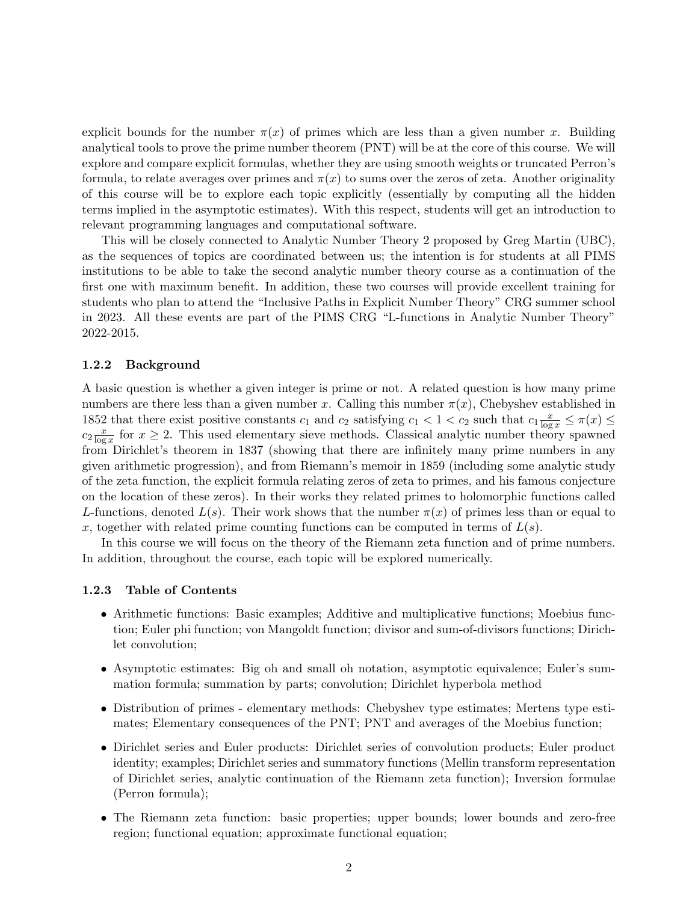explicit bounds for the number $\pi(x)$ of primes which are less than a given number $x$. Building analytical tools to prove the prime number theorem (PNT) will be at the core of this course. We will explore and compare explicit formulas, whether they are using smooth weights or truncated Perron's formula, to relate averages over primes and $\pi(x)$ to sums over the zeros of zeta. Another originality of this course will be to explore each topic explicitly (essentially by computing all the hidden terms implied in the asymptotic estimates). With this respect, students will get an introduction to relevant programming languages and computational software.

This will be closely connected to Analytic Number Theory 2 proposed by Greg Martin (UBC), as the sequences of topics are coordinated between us; the intention is for students at all PIMS institutions to be able to take the second analytic number theory course as a continuation of the first one with maximum benefit. In addition, these two courses will provide excellent training for students who plan to attend the "Inclusive Paths in Explicit Number Theory" CRG summer school in 2023. All these events are part of the PIMS CRG "L-functions in Analytic Number Theory" 2022-2015.

### 1.2.2 Background

A basic question is whether a given integer is prime or not. A related question is how many prime numbers are there less than a given number $x$. Calling this number $\pi(x)$, Chebyshev established in 1852 that there exist positive constants $c_1$ and $c_2$ satisfying $c_1 < 1 < c_2$ such that $c_1 \frac{x}{\log x} \leq \pi(x) \leq c_2 \frac{x}{\log x}$ for $x \geq 2$. This used elementary sieve methods. Classical analytic number theory spawned from Dirichlet's theorem in 1837 (showing that there are infinitely many prime numbers in any given arithmetic progression), and from Riemann's memoir in 1859 (including some analytic study of the zeta function, the explicit formula relating zeros of zeta to primes, and his famous conjecture on the location of these zeros). In their works they related primes to holomorphic functions called $L$-functions, denoted $L(s)$. Their work shows that the number $\pi(x)$ of primes less than or equal to $x$, together with related prime counting functions can be computed in terms of $L(s)$.

In this course we will focus on the theory of the Riemann zeta function and of prime numbers. In addition, throughout the course, each topic will be explored numerically.

### 1.2.3 Table of Contents

- Arithmetic functions: Basic examples; Additive and multiplicative functions; Moebius function; Euler phi function; von Mangoldt function; divisor and sum-of-divisors functions; Dirichlet convolution;
- Asymptotic estimates: Big oh and small oh notation, asymptotic equivalence; Euler's summation formula; summation by parts; convolution; Dirichlet hyperbola method
- Distribution of primes - elementary methods: Chebyshev type estimates; Mertens type estimates; Elementary consequences of the PNT; PNT and averages of the Moebius function;
- Dirichlet series and Euler products: Dirichlet series of convolution products; Euler product identity; examples; Dirichlet series and summatory functions (Mellin transform representation of Dirichlet series, analytic continuation of the Riemann zeta function); Inversion formulae (Perron formula);
- The Riemann zeta function: basic properties; upper bounds; lower bounds and zero-free region; functional equation; approximate functional equation;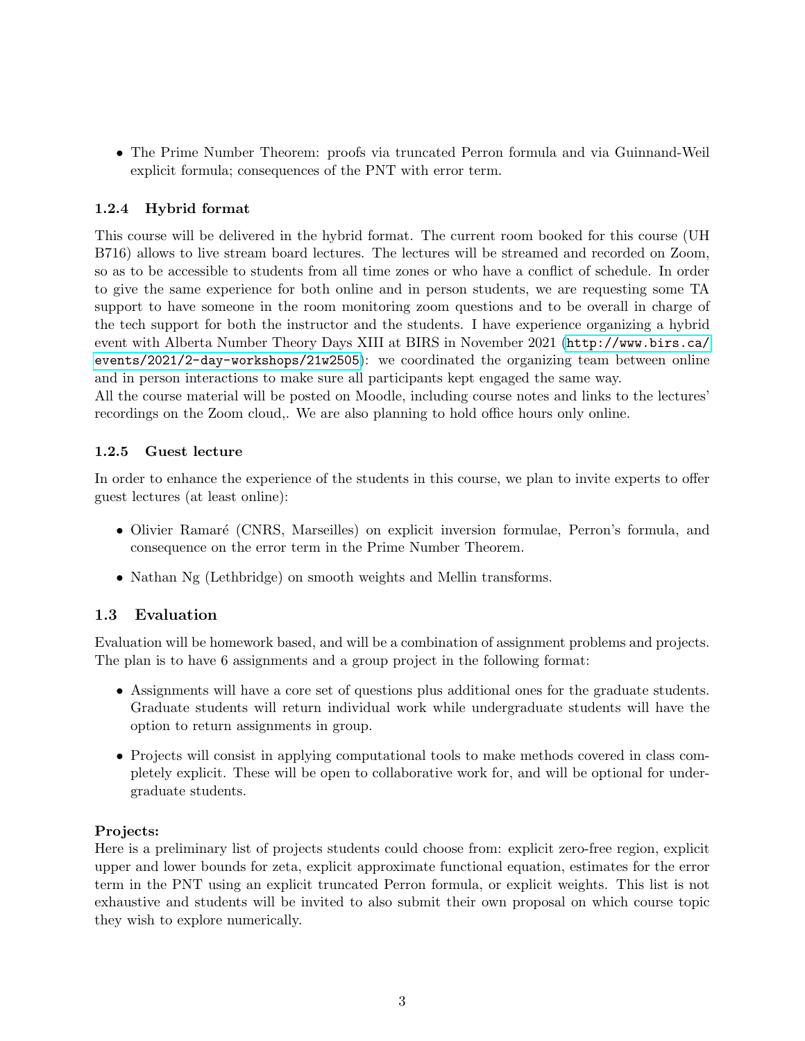- The Prime Number Theorem: proofs via truncated Perron formula and via Guinnand-Weil explicit formula; consequences of the PNT with error term.

#### 1.2.4 Hybrid format

This course will be delivered in the hybrid format. The current room booked for this course (UH B716) allows to live stream board lectures. The lectures will be streamed and recorded on Zoom, so as to be accessible to students from all time zones or who have a conflict of schedule. In order to give the same experience for both online and in person students, we are requesting some TA support to have someone in the room monitoring zoom questions and to be overall in charge of the tech support for both the instructor and the students. I have experience organizing a hybrid event with Alberta Number Theory Days XIII at BIRS in November 2021 (http://www.birs.ca/events/2021/2-day-workshops/21w2505): we coordinated the organizing team between online and in person interactions to make sure all participants kept engaged the same way.
All the course material will be posted on Moodle, including course notes and links to the lectures' recordings on the Zoom cloud,. We are also planning to hold office hours only online.

#### 1.2.5 Guest lecture

In order to enhance the experience of the students in this course, we plan to invite experts to offer guest lectures (at least online):

- Olivier Ramaré (CNRS, Marseilles) on explicit inversion formulae, Perron's formula, and consequence on the error term in the Prime Number Theorem.
- Nathan Ng (Lethbridge) on smooth weights and Mellin transforms.

### 1.3 Evaluation

Evaluation will be homework based, and will be a combination of assignment problems and projects. The plan is to have 6 assignments and a group project in the following format:

- Assignments will have a core set of questions plus additional ones for the graduate students. Graduate students will return individual work while undergraduate students will have the option to return assignments in group.
- Projects will consist in applying computational tools to make methods covered in class completely explicit. These will be open to collaborative work for, and will be optional for undergraduate students.

**Projects:**
Here is a preliminary list of projects students could choose from: explicit zero-free region, explicit upper and lower bounds for zeta, explicit approximate functional equation, estimates for the error term in the PNT using an explicit truncated Perron formula, or explicit weights. This list is not exhaustive and students will be invited to also submit their own proposal on which course topic they wish to explore numerically.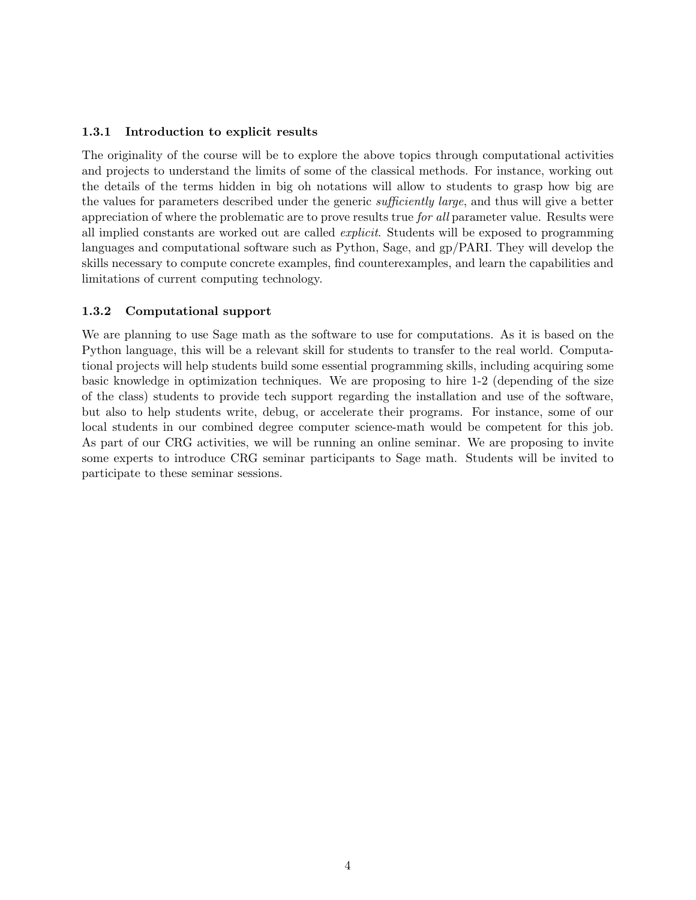### 1.3.1 Introduction to explicit results

The originality of the course will be to explore the above topics through computational activities and projects to understand the limits of some of the classical methods. For instance, working out the details of the terms hidden in big oh notations will allow to students to grasp how big are the values for parameters described under the generic *sufficiently large*, and thus will give a better appreciation of where the problematic are to prove results true *for all* parameter value. Results were all implied constants are worked out are called *explicit*. Students will be exposed to programming languages and computational software such as Python, Sage, and gp/PARI. They will develop the skills necessary to compute concrete examples, find counterexamples, and learn the capabilities and limitations of current computing technology.

### 1.3.2 Computational support

We are planning to use Sage math as the software to use for computations. As it is based on the Python language, this will be a relevant skill for students to transfer to the real world. Computational projects will help students build some essential programming skills, including acquiring some basic knowledge in optimization techniques. We are proposing to hire 1-2 (depending of the size of the class) students to provide tech support regarding the installation and use of the software, but also to help students write, debug, or accelerate their programs. For instance, some of our local students in our combined degree computer science-math would be competent for this job. As part of our CRG activities, we will be running an online seminar. We are proposing to invite some experts to introduce CRG seminar participants to Sage math. Students will be invited to participate to these seminar sessions.